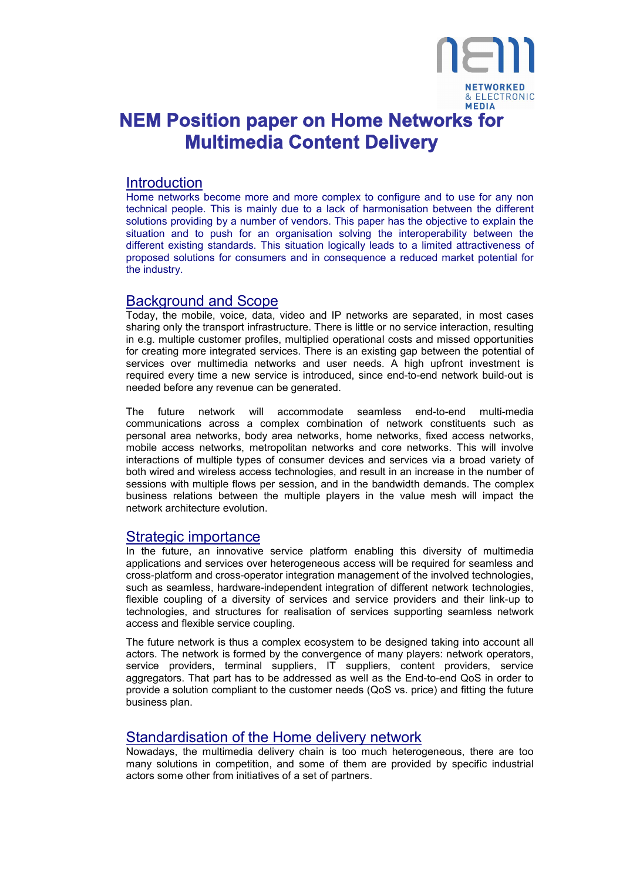# NEM Position paper on Home Networks for Multimedia Content Delivery

## Introduction

Home networks become more and more complex to configure and to use for any non technical people. This is mainly due to a lack of harmonisation between the different solutions providing by a number of vendors. This paper has the objective to explain the situation and to push for an organisation solving the interoperability between the different existing standards. This situation logically leads to a limited attractiveness of proposed solutions for consumers and in consequence a reduced market potential for the industry.

## Background and Scope

Today, the mobile, voice, data, video and IP networks are separated, in most cases sharing only the transport infrastructure. There is little or no service interaction, resulting in e.g. multiple customer profiles, multiplied operational costs and missed opportunities for creating more integrated services. There is an existing gap between the potential of services over multimedia networks and user needs. A high upfront investment is required every time a new service is introduced, since end-to-end network build-out is needed before any revenue can be generated.

The future network will accommodate seamless end-to-end multi-media communications across a complex combination of network constituents such as personal area networks, body area networks, home networks, fixed access networks, mobile access networks, metropolitan networks and core networks. This will involve interactions of multiple types of consumer devices and services via a broad variety of both wired and wireless access technologies, and result in an increase in the number of sessions with multiple flows per session, and in the bandwidth demands. The complex business relations between the multiple players in the value mesh will impact the network architecture evolution.

## Strategic importance

In the future, an innovative service platform enabling this diversity of multimedia applications and services over heterogeneous access will be required for seamless and cross-platform and cross-operator integration management of the involved technologies, such as seamless, hardware-independent integration of different network technologies, flexible coupling of a diversity of services and service providers and their link-up to technologies, and structures for realisation of services supporting seamless network access and flexible service coupling.

The future network is thus a complex ecosystem to be designed taking into account all actors. The network is formed by the convergence of many players: network operators, service providers, terminal suppliers, IT suppliers, content providers, service aggregators. That part has to be addressed as well as the End-to-end QoS in order to provide a solution compliant to the customer needs (QoS vs. price) and fitting the future business plan.

## Standardisation of the Home delivery network

Nowadays, the multimedia delivery chain is too much heterogeneous, there are too many solutions in competition, and some of them are provided by specific industrial actors some other from initiatives of a set of partners.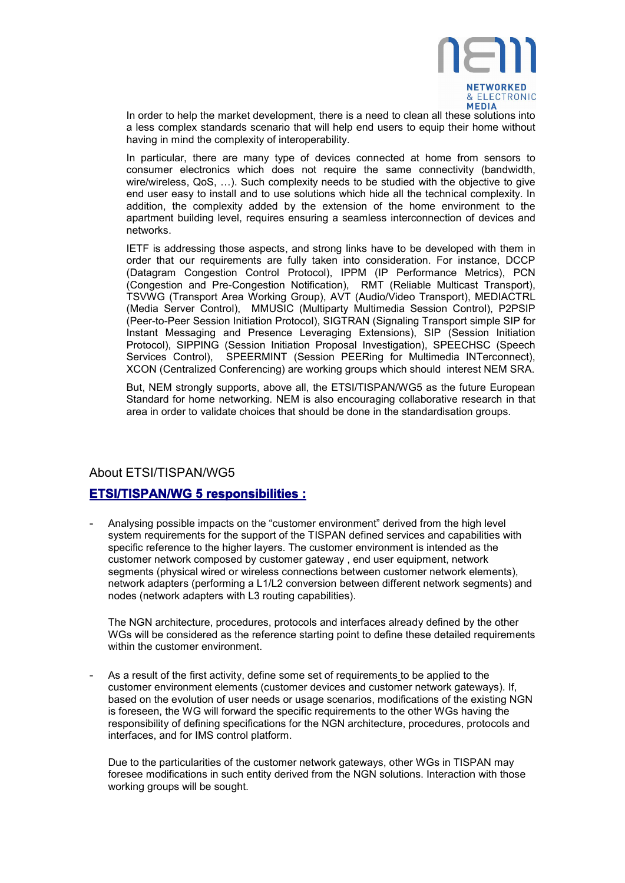In order to help the market development, there is a need to clean all these solutions into a less complex standards scenario that will help end users to equip their home without having in mind the complexity of interoperability.

In particular, there are many type of devices connected at home from sensors to consumer electronics which does not require the same connectivity (bandwidth, wire/wireless, QoS, …). Such complexity needs to be studied with the objective to give end user easy to install and to use solutions which hide all the technical complexity. In addition, the complexity added by the extension of the home environment to the apartment building level, requires ensuring a seamless interconnection of devices and networks.

IETF is addressing those aspects, and strong links have to be developed with them in order that our requirements are fully taken into consideration. For instance, DCCP (Datagram Congestion Control Protocol), IPPM (IP Performance Metrics), PCN (Congestion and Pre-Congestion Notification), RMT (Reliable Multicast Transport), TSVWG (Transport Area Working Group), AVT (Audio/Video Transport), MEDIACTRL (Media Server Control), MMUSIC (Multiparty Multimedia Session Control), P2PSIP (Peer-to-Peer Session Initiation Protocol), SIGTRAN (Signaling Transport simple SIP for Instant Messaging and Presence Leveraging Extensions), SIP (Session Initiation Protocol), SIPPING (Session Initiation Proposal Investigation), SPEECHSC (Speech Services Control), SPEERMINT (Session PEERing for Multimedia INTerconnect), XCON (Centralized Conferencing) are working groups which should interest NEM SRA.

But, NEM strongly supports, above all, the ETSI/TISPAN/WG5 as the future European Standard for home networking. NEM is also encouraging collaborative research in that area in order to validate choices that should be done in the standardisation groups.

## About ETSI/TISPAN/WG5

### **ETSI/TISPAN/WG 5 responsibilities :**

- Analysing possible impacts on the "customer environment" derived from the high level system requirements for the support of the TISPAN defined services and capabilities with specific reference to the higher layers. The customer environment is intended as the customer network composed by customer gateway , end user equipment, network segments (physical wired or wireless connections between customer network elements), network adapters (performing a L1/L2 conversion between different network segments) and nodes (network adapters with L3 routing capabilities).

  The NGN architecture, procedures, protocols and interfaces already defined by the other WGs will be considered as the reference starting point to define these detailed requirements within the customer environment.

- As a result of the first activity, define some set of requirements to be applied to the customer environment elements (customer devices and customer network gateways). If, based on the evolution of user needs or usage scenarios, modifications of the existing NGN is foreseen, the WG will forward the specific requirements to the other WGs having the responsibility of defining specifications for the NGN architecture, procedures, protocols and interfaces, and for IMS control platform.

  Due to the particularities of the customer network gateways, other WGs in TISPAN may foresee modifications in such entity derived from the NGN solutions. Interaction with those working groups will be sought.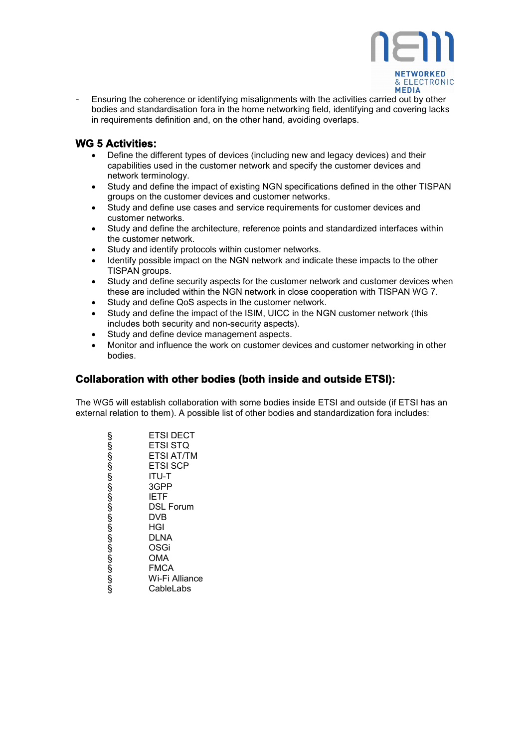- Ensuring the coherence or identifying misalignments with the activities carried out by other bodies and standardisation fora in the home networking field, identifying and covering lacks in requirements definition and, on the other hand, avoiding overlaps.

## WG 5 Activities:

- Define the different types of devices (including new and legacy devices) and their capabilities used in the customer network and specify the customer devices and network terminology.
- Study and define the impact of existing NGN specifications defined in the other TISPAN groups on the customer devices and customer networks.
- Study and define use cases and service requirements for customer devices and customer networks.
- Study and define the architecture, reference points and standardized interfaces within the customer network.
- Study and identify protocols within customer networks.
- Identify possible impact on the NGN network and indicate these impacts to the other TISPAN groups.
- Study and define security aspects for the customer network and customer devices when these are included within the NGN network in close cooperation with TISPAN WG 7.
- Study and define QoS aspects in the customer network.
- Study and define the impact of the ISIM, UICC in the NGN customer network (this includes both security and non-security aspects).
- Study and define device management aspects.
- Monitor and influence the work on customer devices and customer networking in other bodies.

## Collaboration with other bodies (both inside and outside ETSI):

The WG5 will establish collaboration with some bodies inside ETSI and outside (if ETSI has an external relation to them). A possible list of other bodies and standardization fora includes:

- ETSI DECT
- ETSI STQ
- ETSI AT/TM
- ETSI SCP
- ITU-T
- 3GPP
- IETF
- DSL Forum
- DVB
- HGI
- DLNA
- OSGi
- OMA
- FMCA
- Wi-Fi Alliance
- CableLabs